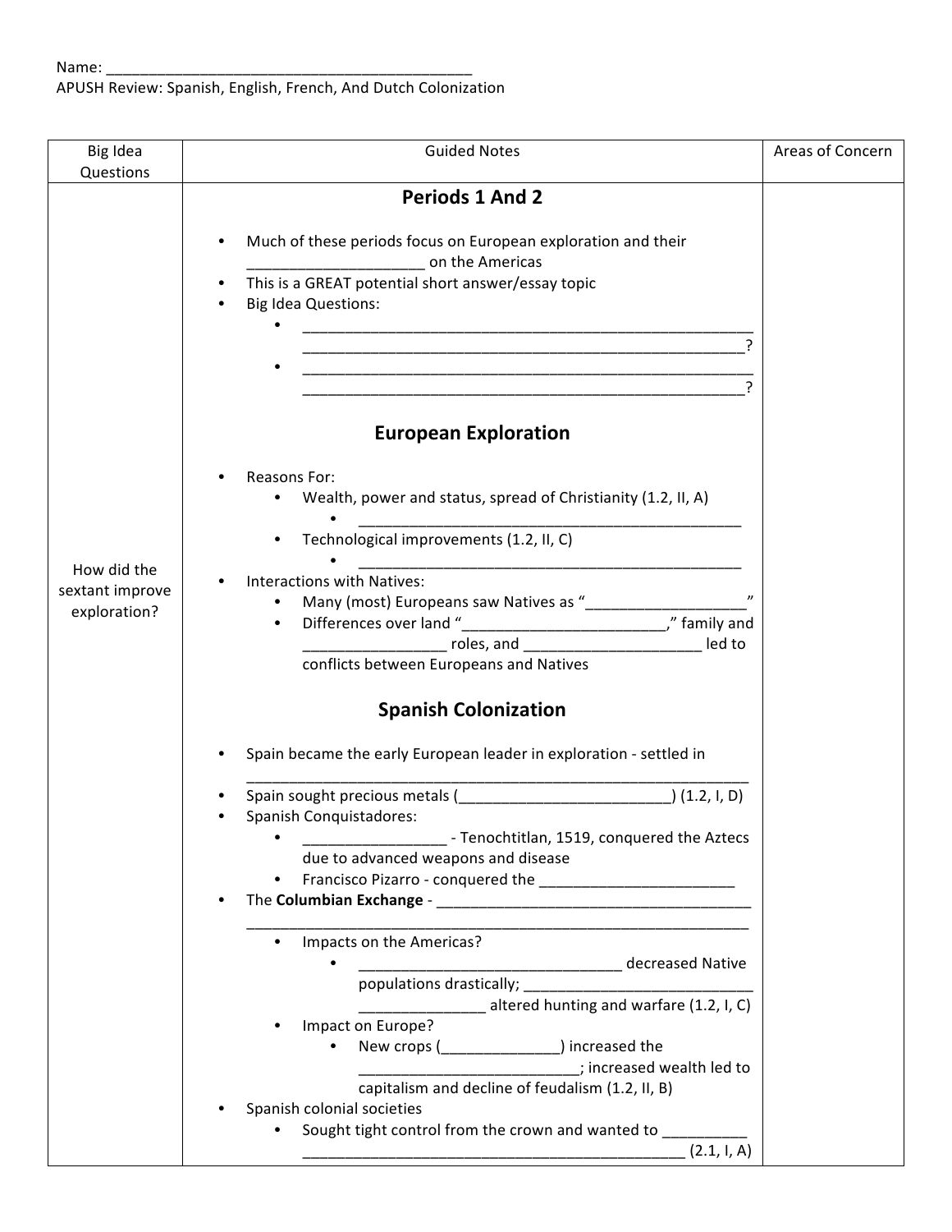Name: ____________________________________________

APUSH Review: Spanish, English, French, And Dutch Colonization

| Big Idea Questions | Guided Notes | Areas of Concern |
|---|---|---|
| | **Periods 1 And 2**<br><br>• Much of these periods focus on European exploration and their ____________________ on the Americas<br>• This is a GREAT potential short answer/essay topic<br>• Big Idea Questions:<br>  • ______________________________________________________ ____________________________________________________?<br>  • ______________________________________________________ ____________________________________________________?<br><br>**European Exploration**<br><br>• Reasons For:<br>  • Wealth, power and status, spread of Christianity (1.2, II, A)<br>    • _______________________________________________<br>  • Technological improvements (1.2, II, C)<br>    • _______________________________________________<br>• Interactions with Natives:<br>  • Many (most) Europeans saw Natives as "__________________"<br>  • Differences over land "_______________________," family and _________________ roles, and _____________________ led to conflicts between Europeans and Natives<br><br>**Spanish Colonization**<br><br>• Spain became the early European leader in exploration - settled in ____________________________________________________________<br>• Spain sought precious metals (_________________________) (1.2, I, D)<br>• Spanish Conquistadores:<br>  • _________________ - Tenochtitlan, 1519, conquered the Aztecs due to advanced weapons and disease<br>  • Francisco Pizarro - conquered the _______________________<br>• The **Columbian Exchange** - _____________________________________ ____________________________________________________________<br>  • Impacts on the Americas?<br>    • _______________________________ decreased Native populations drastically; ____________________________ _______________ altered hunting and warfare (1.2, I, C)<br>  • Impact on Europe?<br>    • New crops (______________) increased the __________________________; increased wealth led to capitalism and decline of feudalism (1.2, II, B)<br>• Spanish colonial societies<br>  • Sought tight control from the crown and wanted to __________ _______________________________________________ (2.1, I, A) | |
| How did the sextant improve exploration? | | |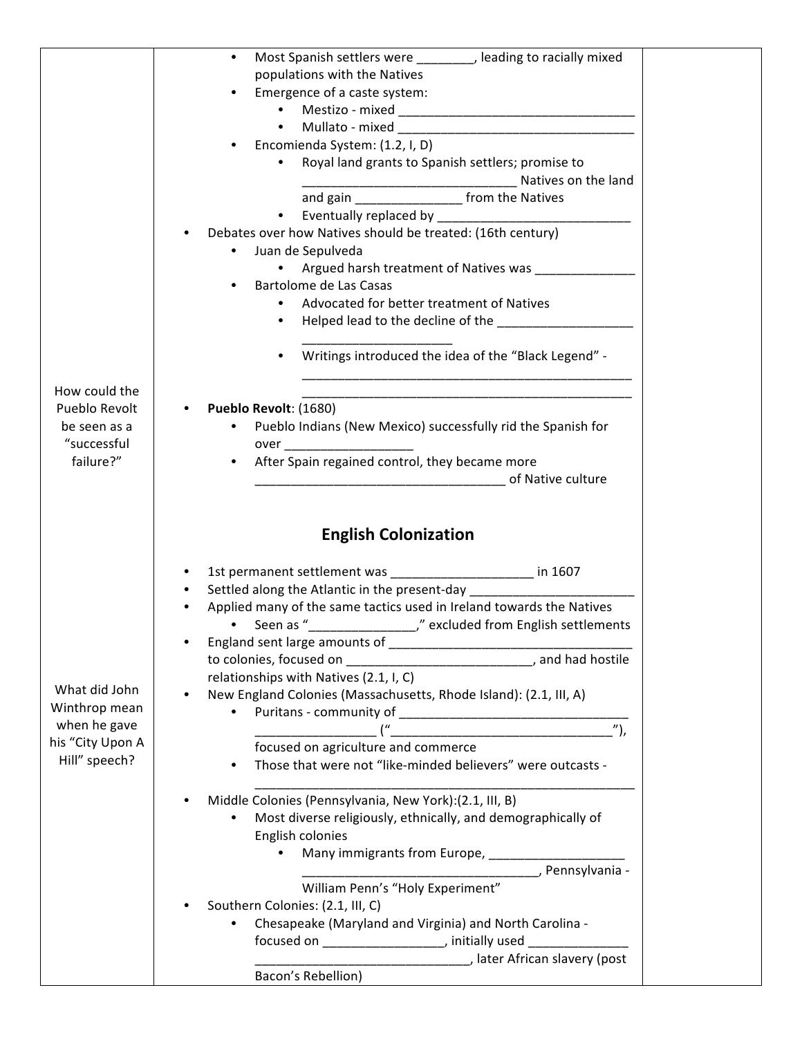| | | |
|---|---|---|
| How could the Pueblo Revolt be seen as a "successful failure?" | • Most Spanish settlers were ________, leading to racially mixed populations with the Natives<br>• Emergence of a caste system:<br>  • Mestizo - mixed ________________________________<br>  • Mullato - mixed ________________________________<br>• Encomienda System: (1.2, I, D)<br>  • Royal land grants to Spanish settlers; promise to ______________________________ Natives on the land and gain _______________ from the Natives<br>  • Eventually replaced by ___________________________<br>• Debates over how Natives should be treated: (16th century)<br>  • Juan de Sepulveda<br>    • Argued harsh treatment of Natives was ______________<br>  • Bartolome de Las Casas<br>    • Advocated for better treatment of Natives<br>    • Helped lead to the decline of the ___________________ _____________________<br>    • Writings introduced the idea of the "Black Legend" - ______________________________________________ ______________________________________________<br>• **Pueblo Revolt**: (1680)<br>  • Pueblo Indians (New Mexico) successfully rid the Spanish for over _________________<br>  • After Spain regained control, they became more ___________________________________ of Native culture | |
| What did John Winthrop mean when he gave his "City Upon A Hill" speech? | **English Colonization**<br><br>• 1st permanent settlement was ____________________ in 1607<br>• Settled along the Atlantic in the present-day _______________________<br>• Applied many of the same tactics used in Ireland towards the Natives<br>  • Seen as "_______________," excluded from English settlements<br>• England sent large amounts of ___________________________________ to colonies, focused on __________________________, and had hostile relationships with Natives (2.1, I, C)<br>• New England Colonies (Massachusetts, Rhode Island): (2.1, III, A)<br>  • Puritans - community of _________________________________ ________________ ("_______________________________"), focused on agriculture and commerce<br>  • Those that were not "like-minded believers" were outcasts - ______________________________________________________<br>• Middle Colonies (Pennsylvania, New York):(2.1, III, B)<br>  • Most diverse religiously, ethnically, and demographically of English colonies<br>    • Many immigrants from Europe, ___________________ _________________________________, Pennsylvania - William Penn's "Holy Experiment"<br>• Southern Colonies: (2.1, III, C)<br>  • Chesapeake (Maryland and Virginia) and North Carolina - focused on ________________, initially used ______________ ______________________________, later African slavery (post Bacon's Rebellion) | |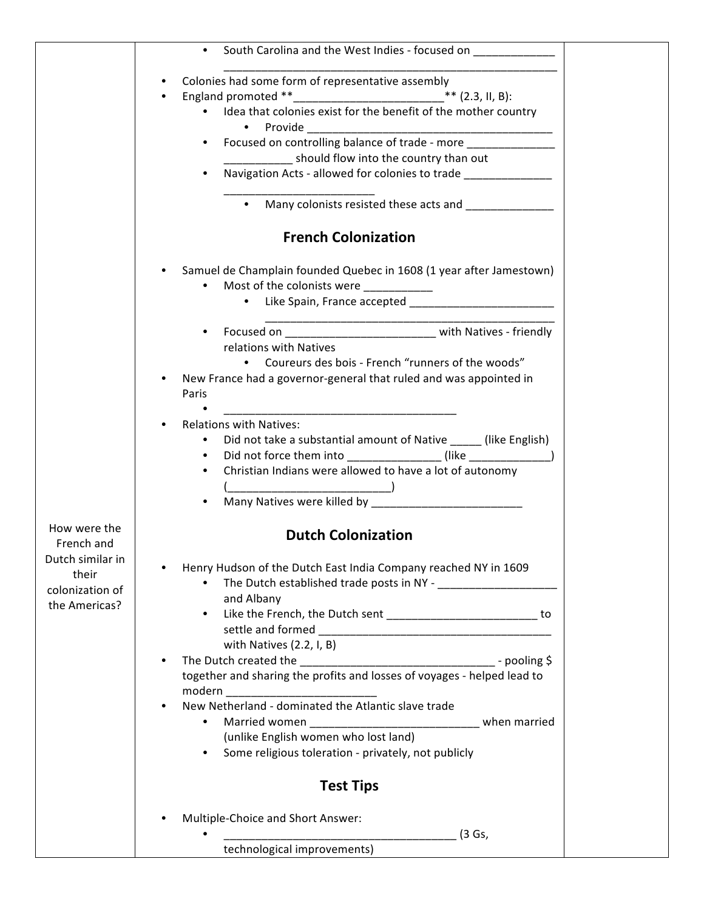| | | |
|---|---|---|
| How were the French and Dutch similar in their colonization of the Americas? | - South Carolina and the West Indies - focused on _____________ _______________________________________________________<br>- Colonies had some form of representative assembly<br>- England promoted **________________________** (2.3, II, B):<br>  - Idea that colonies exist for the benefit of the mother country<br>    - Provide ________________________________________<br>  - Focused on controlling balance of trade - more ______________ ___________ should flow into the country than out<br>  - Navigation Acts - allowed for colonies to trade ______________ _________________________<br>    - Many colonists resisted these acts and ______________<br><br>**French Colonization**<br><br>- Samuel de Champlain founded Quebec in 1608 (1 year after Jamestown)<br>  - Most of the colonists were ___________<br>    - Like Spain, France accepted ________________________ ________________________________________________<br>  - Focused on ________________________ with Natives - friendly relations with Natives<br>    - Coureurs des bois - French "runners of the woods"<br>- New France had a governor-general that ruled and was appointed in Paris<br>  - _______________________________________<br>- Relations with Natives:<br>  - Did not take a substantial amount of Native _____ (like English)<br>  - Did not force them into _______________ (like _____________)<br>  - Christian Indians were allowed to have a lot of autonomy (__________________________)<br>  - Many Natives were killed by ________________________<br><br>**Dutch Colonization**<br><br>- Henry Hudson of the Dutch East India Company reached NY in 1609<br>  - The Dutch established trade posts in NY - ___________________ and Albany<br>  - Like the French, the Dutch sent _________________________ to settle and formed ______________________________________ with Natives (2.2, I, B)<br>- The Dutch created the _______________________________ - pooling $ together and sharing the profits and losses of voyages - helped lead to modern ________________________<br>- New Netherland - dominated the Atlantic slave trade<br>  - Married women ___________________________ when married (unlike English women who lost land)<br>  - Some religious toleration - privately, not publicly<br><br>**Test Tips**<br><br>- Multiple-Choice and Short Answer:<br>  - _______________________________________ (3 Gs, technological improvements) | |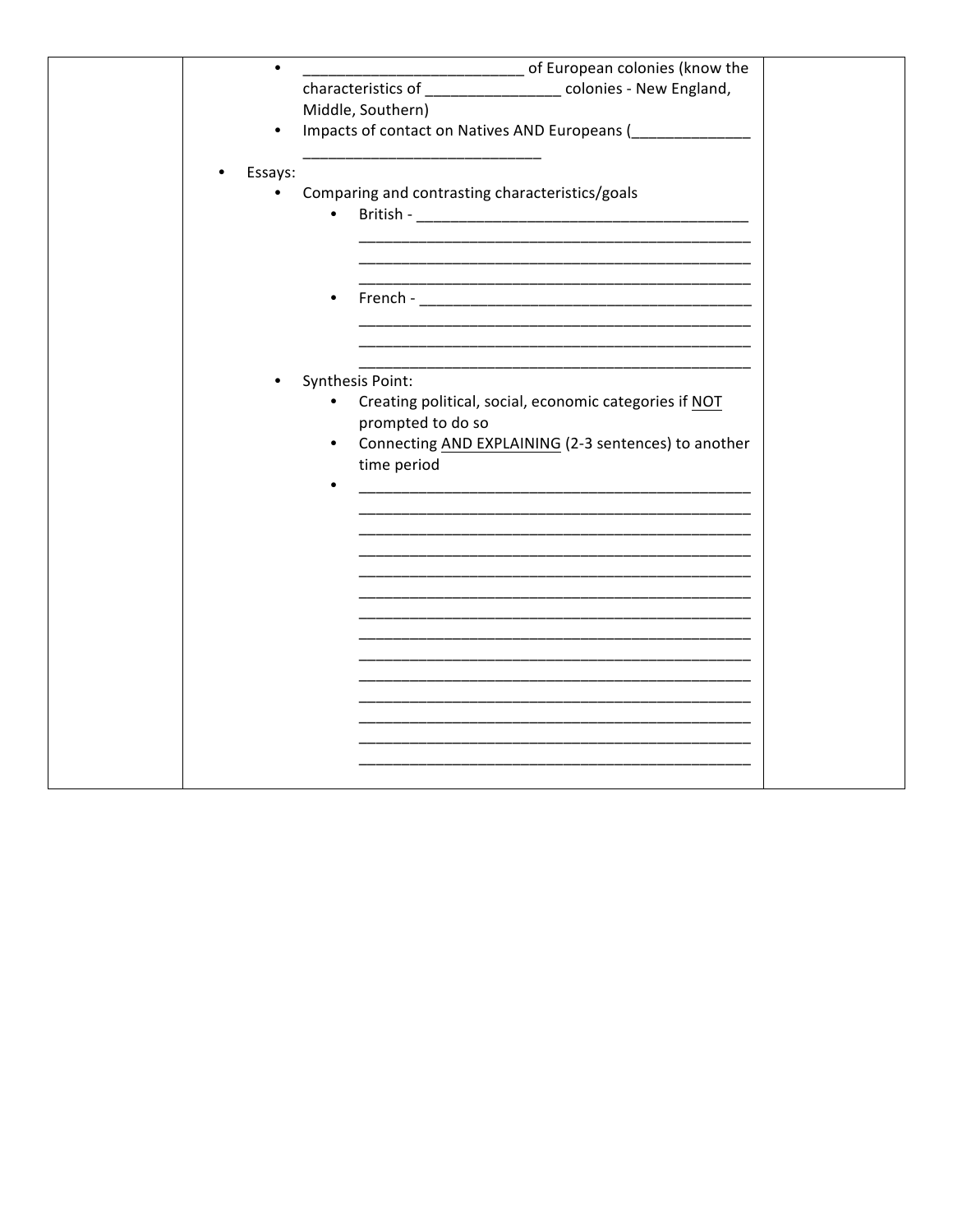- ____________________________ of European colonies (know the characteristics of _________________ colonies - New England, Middle, Southern)
- Impacts of contact on Natives AND Europeans (_______________ ______________________________

- Essays:
  - Comparing and contrasting characteristics/goals
    - British - ___________________________________________ ___________________________________________________ ___________________________________________________ ___________________________________________________
    - French - ___________________________________________ ___________________________________________________ ___________________________________________________ ___________________________________________________
  - Synthesis Point:
    - Creating political, social, economic categories if NOT prompted to do so
    - Connecting AND EXPLAINING (2-3 sentences) to another time period
    - ___________________________________________________ ___________________________________________________ ___________________________________________________ ___________________________________________________ ___________________________________________________ ___________________________________________________ ___________________________________________________ ___________________________________________________ ___________________________________________________ ___________________________________________________ ___________________________________________________ ___________________________________________________ ___________________________________________________ ___________________________________________________